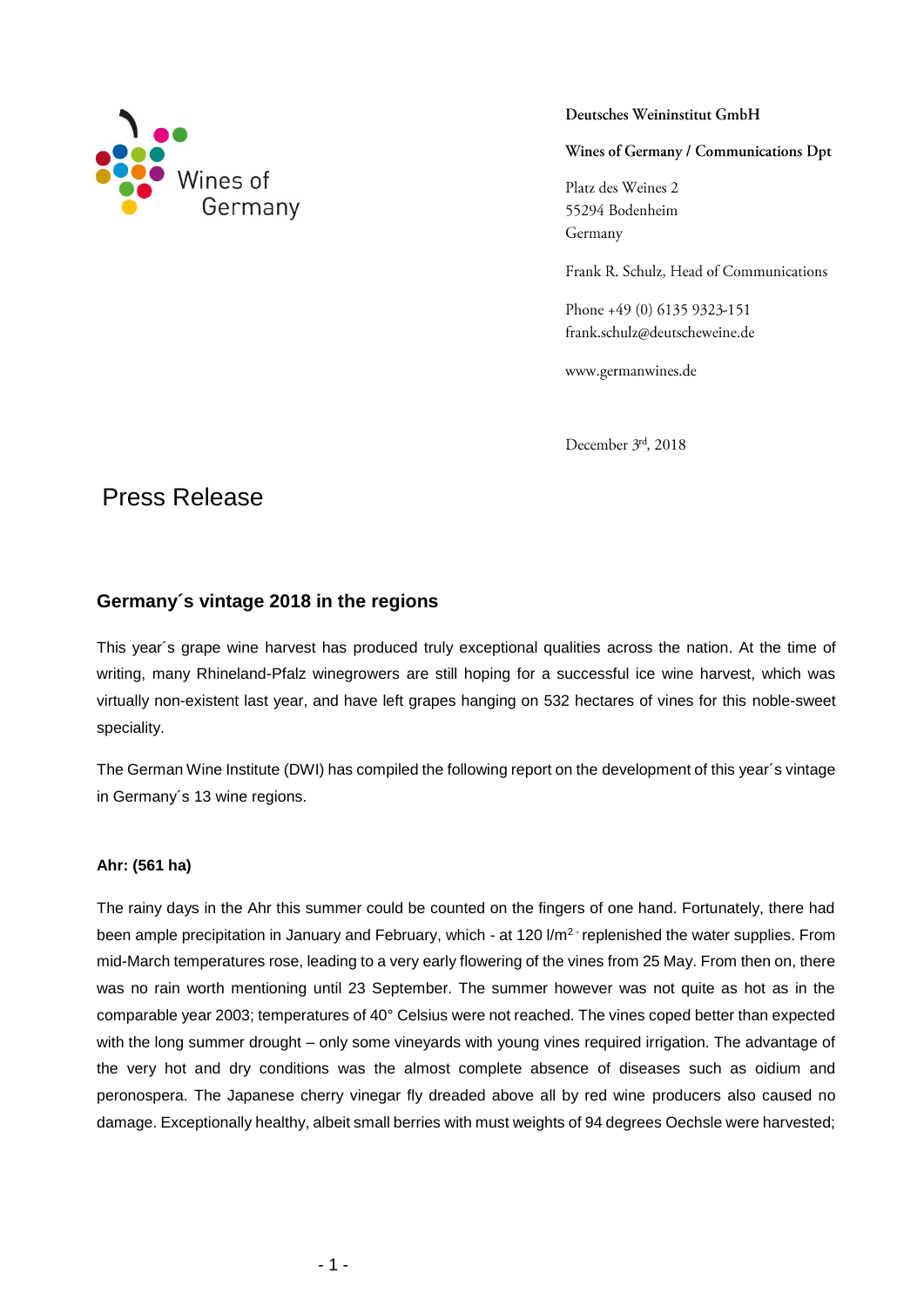Wines of Germany

Deutsches Weininstitut GmbH

Wines of Germany / Communications Dpt

Platz des Weines 2
55294 Bodenheim
Germany

Frank R. Schulz, Head of Communications

Phone +49 (0) 6135 9323-151
frank.schulz@deutscheweine.de

www.germanwines.de

December 3rd, 2018

# Press Release

## Germany´s vintage 2018 in the regions

This year´s grape wine harvest has produced truly exceptional qualities across the nation. At the time of writing, many Rhineland-Pfalz winegrowers are still hoping for a successful ice wine harvest, which was virtually non-existent last year, and have left grapes hanging on 532 hectares of vines for this noble-sweet speciality.

The German Wine Institute (DWI) has compiled the following report on the development of this year´s vintage in Germany´s 13 wine regions.

**Ahr: (561 ha)**

The rainy days in the Ahr this summer could be counted on the fingers of one hand. Fortunately, there had been ample precipitation in January and February, which - at 120 l/m$^2$ - replenished the water supplies. From mid-March temperatures rose, leading to a very early flowering of the vines from 25 May. From then on, there was no rain worth mentioning until 23 September. The summer however was not quite as hot as in the comparable year 2003; temperatures of 40° Celsius were not reached. The vines coped better than expected with the long summer drought – only some vineyards with young vines required irrigation. The advantage of the very hot and dry conditions was the almost complete absence of diseases such as oidium and peronospera. The Japanese cherry vinegar fly dreaded above all by red wine producers also caused no damage. Exceptionally healthy, albeit small berries with must weights of 94 degrees Oechsle were harvested;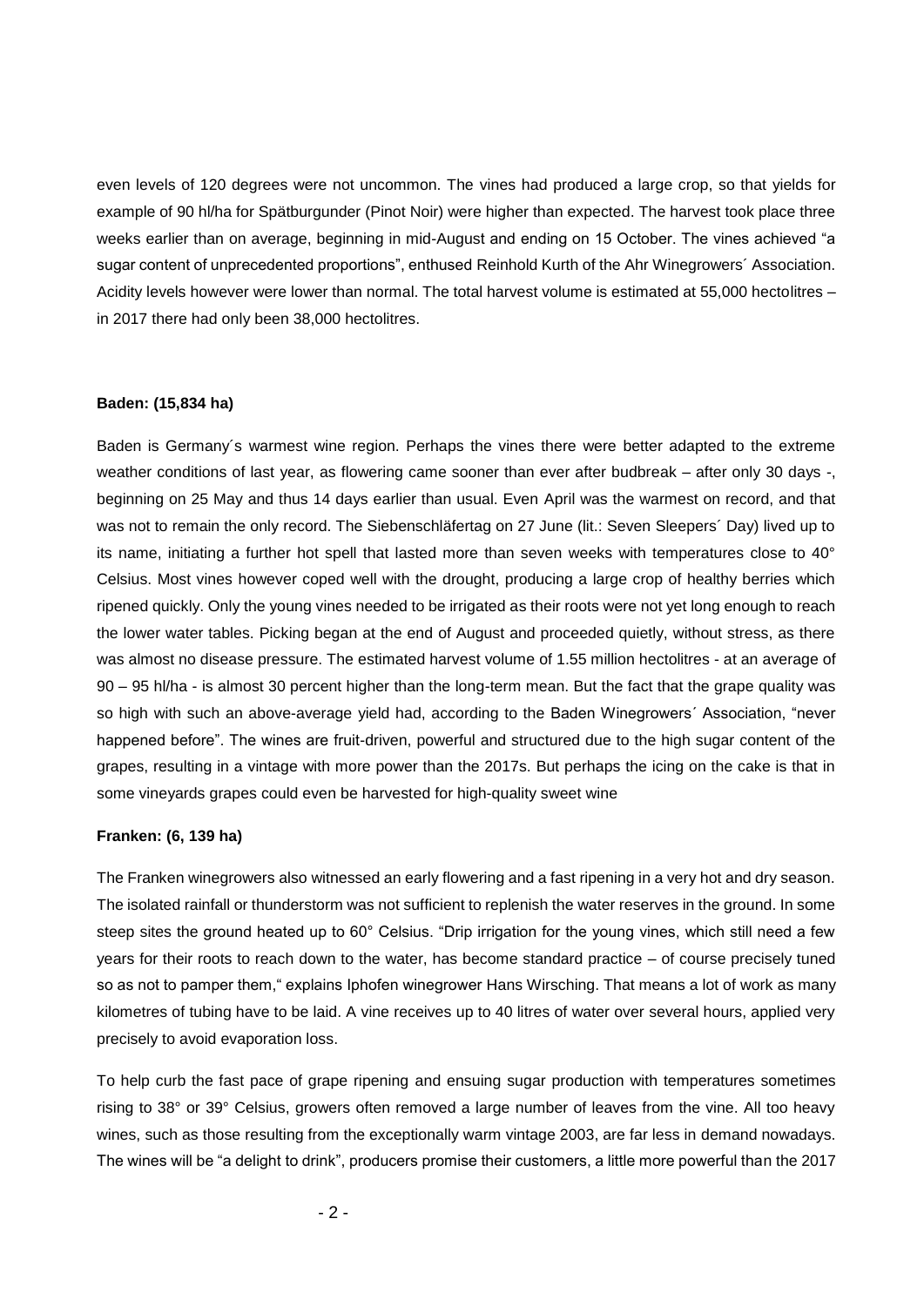even levels of 120 degrees were not uncommon. The vines had produced a large crop, so that yields for example of 90 hl/ha for Spätburgunder (Pinot Noir) were higher than expected. The harvest took place three weeks earlier than on average, beginning in mid-August and ending on 15 October. The vines achieved "a sugar content of unprecedented proportions", enthused Reinhold Kurth of the Ahr Winegrowers´ Association. Acidity levels however were lower than normal. The total harvest volume is estimated at 55,000 hectolitres – in 2017 there had only been 38,000 hectolitres.

**Baden: (15,834 ha)**

Baden is Germany´s warmest wine region. Perhaps the vines there were better adapted to the extreme weather conditions of last year, as flowering came sooner than ever after budbreak – after only 30 days -, beginning on 25 May and thus 14 days earlier than usual. Even April was the warmest on record, and that was not to remain the only record. The Siebenschläfertag on 27 June (lit.: Seven Sleepers´ Day) lived up to its name, initiating a further hot spell that lasted more than seven weeks with temperatures close to 40° Celsius. Most vines however coped well with the drought, producing a large crop of healthy berries which ripened quickly. Only the young vines needed to be irrigated as their roots were not yet long enough to reach the lower water tables. Picking began at the end of August and proceeded quietly, without stress, as there was almost no disease pressure. The estimated harvest volume of 1.55 million hectolitres - at an average of 90 – 95 hl/ha - is almost 30 percent higher than the long-term mean. But the fact that the grape quality was so high with such an above-average yield had, according to the Baden Winegrowers´ Association, "never happened before". The wines are fruit-driven, powerful and structured due to the high sugar content of the grapes, resulting in a vintage with more power than the 2017s. But perhaps the icing on the cake is that in some vineyards grapes could even be harvested for high-quality sweet wine

**Franken: (6, 139 ha)**

The Franken winegrowers also witnessed an early flowering and a fast ripening in a very hot and dry season. The isolated rainfall or thunderstorm was not sufficient to replenish the water reserves in the ground. In some steep sites the ground heated up to 60° Celsius. "Drip irrigation for the young vines, which still need a few years for their roots to reach down to the water, has become standard practice – of course precisely tuned so as not to pamper them," explains Iphofen winegrower Hans Wirsching. That means a lot of work as many kilometres of tubing have to be laid. A vine receives up to 40 litres of water over several hours, applied very precisely to avoid evaporation loss.

To help curb the fast pace of grape ripening and ensuing sugar production with temperatures sometimes rising to 38° or 39° Celsius, growers often removed a large number of leaves from the vine. All too heavy wines, such as those resulting from the exceptionally warm vintage 2003, are far less in demand nowadays. The wines will be "a delight to drink", producers promise their customers, a little more powerful than the 2017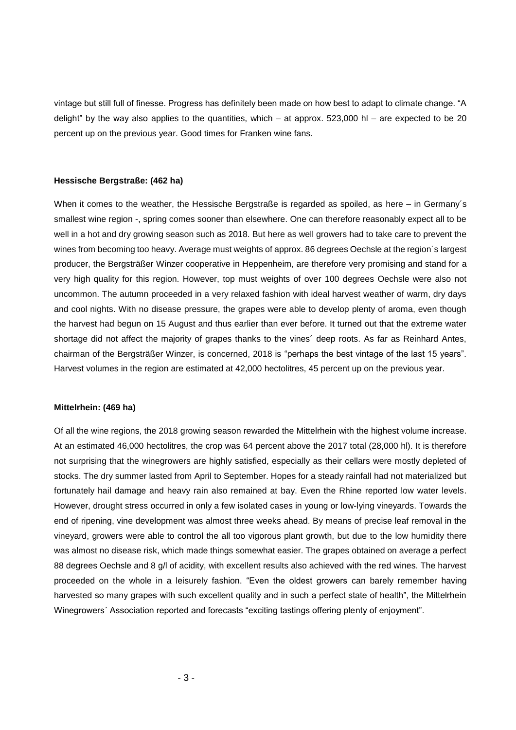vintage but still full of finesse. Progress has definitely been made on how best to adapt to climate change. “A delight” by the way also applies to the quantities, which – at approx. 523,000 hl – are expected to be 20 percent up on the previous year. Good times for Franken wine fans.

**Hessische Bergstraße: (462 ha)**

When it comes to the weather, the Hessische Bergstraße is regarded as spoiled, as here – in Germany´s smallest wine region -, spring comes sooner than elsewhere. One can therefore reasonably expect all to be well in a hot and dry growing season such as 2018. But here as well growers had to take care to prevent the wines from becoming too heavy. Average must weights of approx. 86 degrees Oechsle at the region´s largest producer, the Bergsträßer Winzer cooperative in Heppenheim, are therefore very promising and stand for a very high quality for this region. However, top must weights of over 100 degrees Oechsle were also not uncommon. The autumn proceeded in a very relaxed fashion with ideal harvest weather of warm, dry days and cool nights. With no disease pressure, the grapes were able to develop plenty of aroma, even though the harvest had begun on 15 August and thus earlier than ever before. It turned out that the extreme water shortage did not affect the majority of grapes thanks to the vines´ deep roots. As far as Reinhard Antes, chairman of the Bergsträßer Winzer, is concerned, 2018 is “perhaps the best vintage of the last 15 years”. Harvest volumes in the region are estimated at 42,000 hectolitres, 45 percent up on the previous year.

**Mittelrhein: (469 ha)**

Of all the wine regions, the 2018 growing season rewarded the Mittelrhein with the highest volume increase. At an estimated 46,000 hectolitres, the crop was 64 percent above the 2017 total (28,000 hl). It is therefore not surprising that the winegrowers are highly satisfied, especially as their cellars were mostly depleted of stocks. The dry summer lasted from April to September. Hopes for a steady rainfall had not materialized but fortunately hail damage and heavy rain also remained at bay. Even the Rhine reported low water levels. However, drought stress occurred in only a few isolated cases in young or low-lying vineyards. Towards the end of ripening, vine development was almost three weeks ahead. By means of precise leaf removal in the vineyard, growers were able to control the all too vigorous plant growth, but due to the low humidity there was almost no disease risk, which made things somewhat easier. The grapes obtained on average a perfect 88 degrees Oechsle and 8 g/l of acidity, with excellent results also achieved with the red wines. The harvest proceeded on the whole in a leisurely fashion. “Even the oldest growers can barely remember having harvested so many grapes with such excellent quality and in such a perfect state of health”, the Mittelrhein Winegrowers´ Association reported and forecasts “exciting tastings offering plenty of enjoyment”.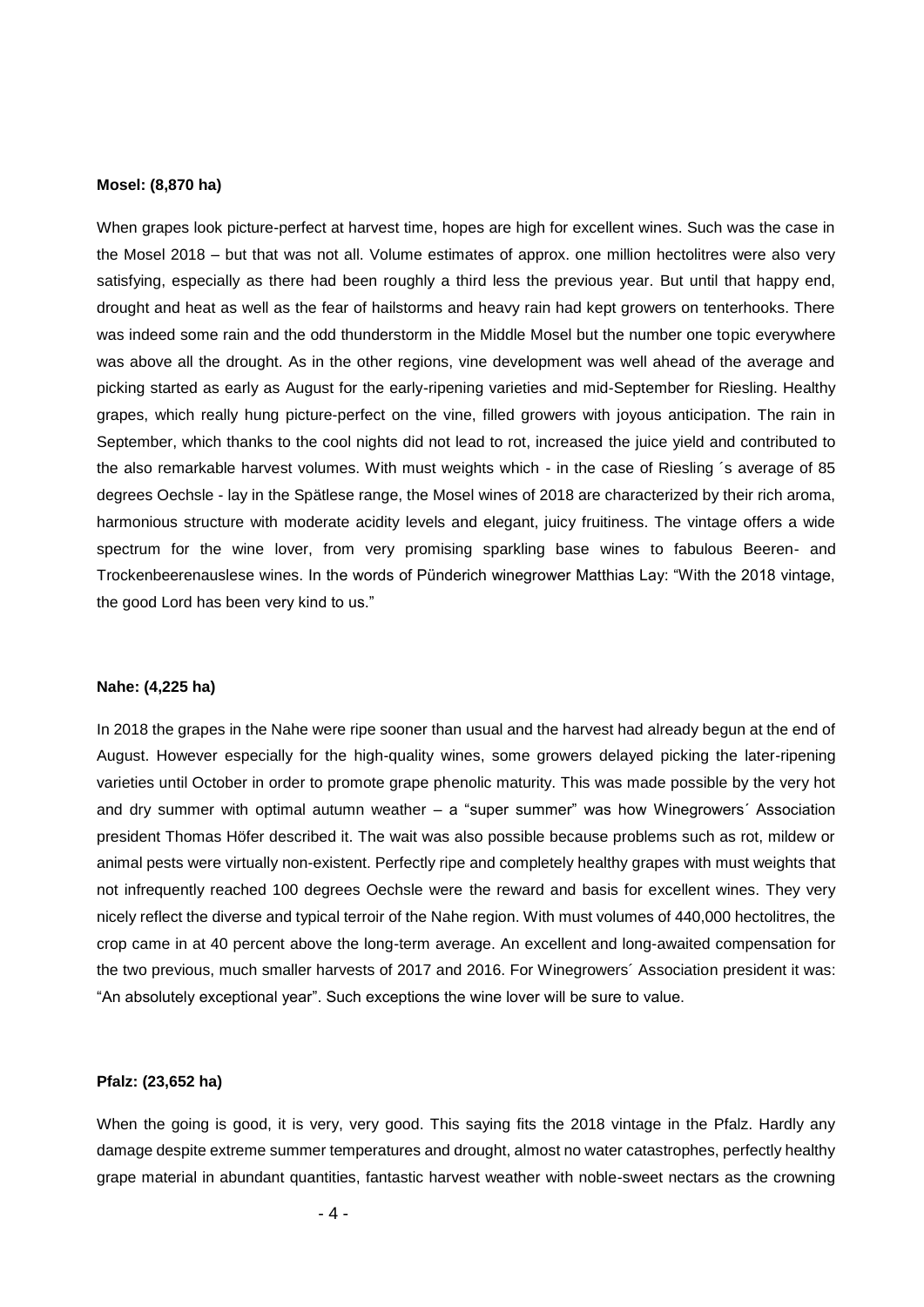**Mosel: (8,870 ha)**

When grapes look picture-perfect at harvest time, hopes are high for excellent wines. Such was the case in the Mosel 2018 – but that was not all. Volume estimates of approx. one million hectolitres were also very satisfying, especially as there had been roughly a third less the previous year. But until that happy end, drought and heat as well as the fear of hailstorms and heavy rain had kept growers on tenterhooks. There was indeed some rain and the odd thunderstorm in the Middle Mosel but the number one topic everywhere was above all the drought. As in the other regions, vine development was well ahead of the average and picking started as early as August for the early-ripening varieties and mid-September for Riesling. Healthy grapes, which really hung picture-perfect on the vine, filled growers with joyous anticipation. The rain in September, which thanks to the cool nights did not lead to rot, increased the juice yield and contributed to the also remarkable harvest volumes. With must weights which - in the case of Riesling ´s average of 85 degrees Oechsle - lay in the Spätlese range, the Mosel wines of 2018 are characterized by their rich aroma, harmonious structure with moderate acidity levels and elegant, juicy fruitiness. The vintage offers a wide spectrum for the wine lover, from very promising sparkling base wines to fabulous Beeren- and Trockenbeerenauslese wines. In the words of Pünderich winegrower Matthias Lay: "With the 2018 vintage, the good Lord has been very kind to us."

**Nahe: (4,225 ha)**

In 2018 the grapes in the Nahe were ripe sooner than usual and the harvest had already begun at the end of August. However especially for the high-quality wines, some growers delayed picking the later-ripening varieties until October in order to promote grape phenolic maturity. This was made possible by the very hot and dry summer with optimal autumn weather – a "super summer" was how Winegrowers´ Association president Thomas Höfer described it. The wait was also possible because problems such as rot, mildew or animal pests were virtually non-existent. Perfectly ripe and completely healthy grapes with must weights that not infrequently reached 100 degrees Oechsle were the reward and basis for excellent wines. They very nicely reflect the diverse and typical terroir of the Nahe region. With must volumes of 440,000 hectolitres, the crop came in at 40 percent above the long-term average. An excellent and long-awaited compensation for the two previous, much smaller harvests of 2017 and 2016. For Winegrowers´ Association president it was: "An absolutely exceptional year". Such exceptions the wine lover will be sure to value.

**Pfalz: (23,652 ha)**

When the going is good, it is very, very good. This saying fits the 2018 vintage in the Pfalz. Hardly any damage despite extreme summer temperatures and drought, almost no water catastrophes, perfectly healthy grape material in abundant quantities, fantastic harvest weather with noble-sweet nectars as the crowning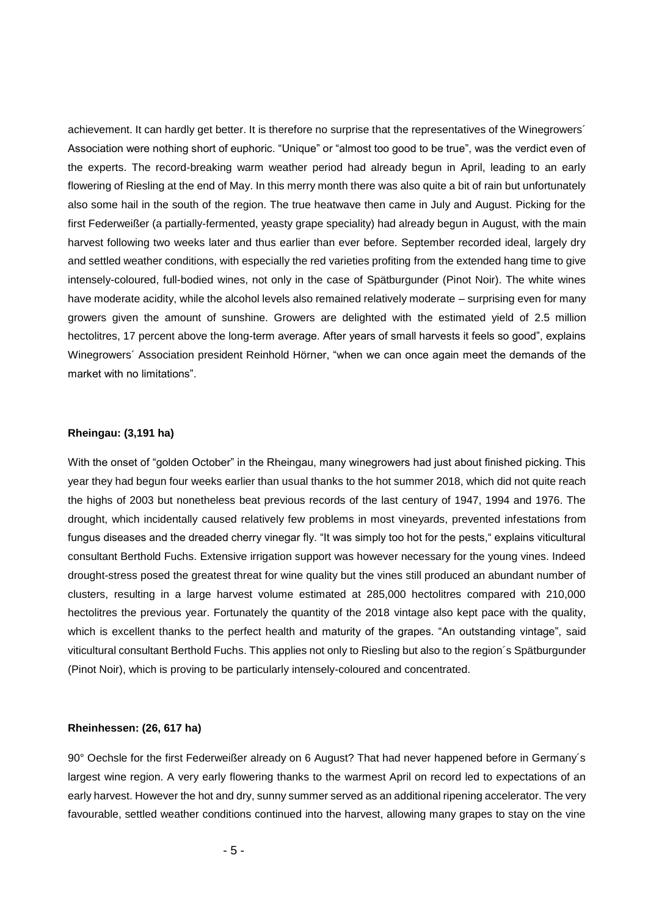achievement. It can hardly get better. It is therefore no surprise that the representatives of the Winegrowers´ Association were nothing short of euphoric. "Unique" or "almost too good to be true", was the verdict even of the experts. The record-breaking warm weather period had already begun in April, leading to an early flowering of Riesling at the end of May. In this merry month there was also quite a bit of rain but unfortunately also some hail in the south of the region. The true heatwave then came in July and August. Picking for the first Federweißer (a partially-fermented, yeasty grape speciality) had already begun in August, with the main harvest following two weeks later and thus earlier than ever before. September recorded ideal, largely dry and settled weather conditions, with especially the red varieties profiting from the extended hang time to give intensely-coloured, full-bodied wines, not only in the case of Spätburgunder (Pinot Noir). The white wines have moderate acidity, while the alcohol levels also remained relatively moderate – surprising even for many growers given the amount of sunshine. Growers are delighted with the estimated yield of 2.5 million hectolitres, 17 percent above the long-term average. After years of small harvests it feels so good", explains Winegrowers´ Association president Reinhold Hörner, "when we can once again meet the demands of the market with no limitations".

**Rheingau: (3,191 ha)**

With the onset of "golden October" in the Rheingau, many winegrowers had just about finished picking. This year they had begun four weeks earlier than usual thanks to the hot summer 2018, which did not quite reach the highs of 2003 but nonetheless beat previous records of the last century of 1947, 1994 and 1976. The drought, which incidentally caused relatively few problems in most vineyards, prevented infestations from fungus diseases and the dreaded cherry vinegar fly. "It was simply too hot for the pests," explains viticultural consultant Berthold Fuchs. Extensive irrigation support was however necessary for the young vines. Indeed drought-stress posed the greatest threat for wine quality but the vines still produced an abundant number of clusters, resulting in a large harvest volume estimated at 285,000 hectolitres compared with 210,000 hectolitres the previous year. Fortunately the quantity of the 2018 vintage also kept pace with the quality, which is excellent thanks to the perfect health and maturity of the grapes. "An outstanding vintage", said viticultural consultant Berthold Fuchs. This applies not only to Riesling but also to the region´s Spätburgunder (Pinot Noir), which is proving to be particularly intensely-coloured and concentrated.

**Rheinhessen: (26, 617 ha)**

90° Oechsle for the first Federweißer already on 6 August? That had never happened before in Germany´s largest wine region. A very early flowering thanks to the warmest April on record led to expectations of an early harvest. However the hot and dry, sunny summer served as an additional ripening accelerator. The very favourable, settled weather conditions continued into the harvest, allowing many grapes to stay on the vine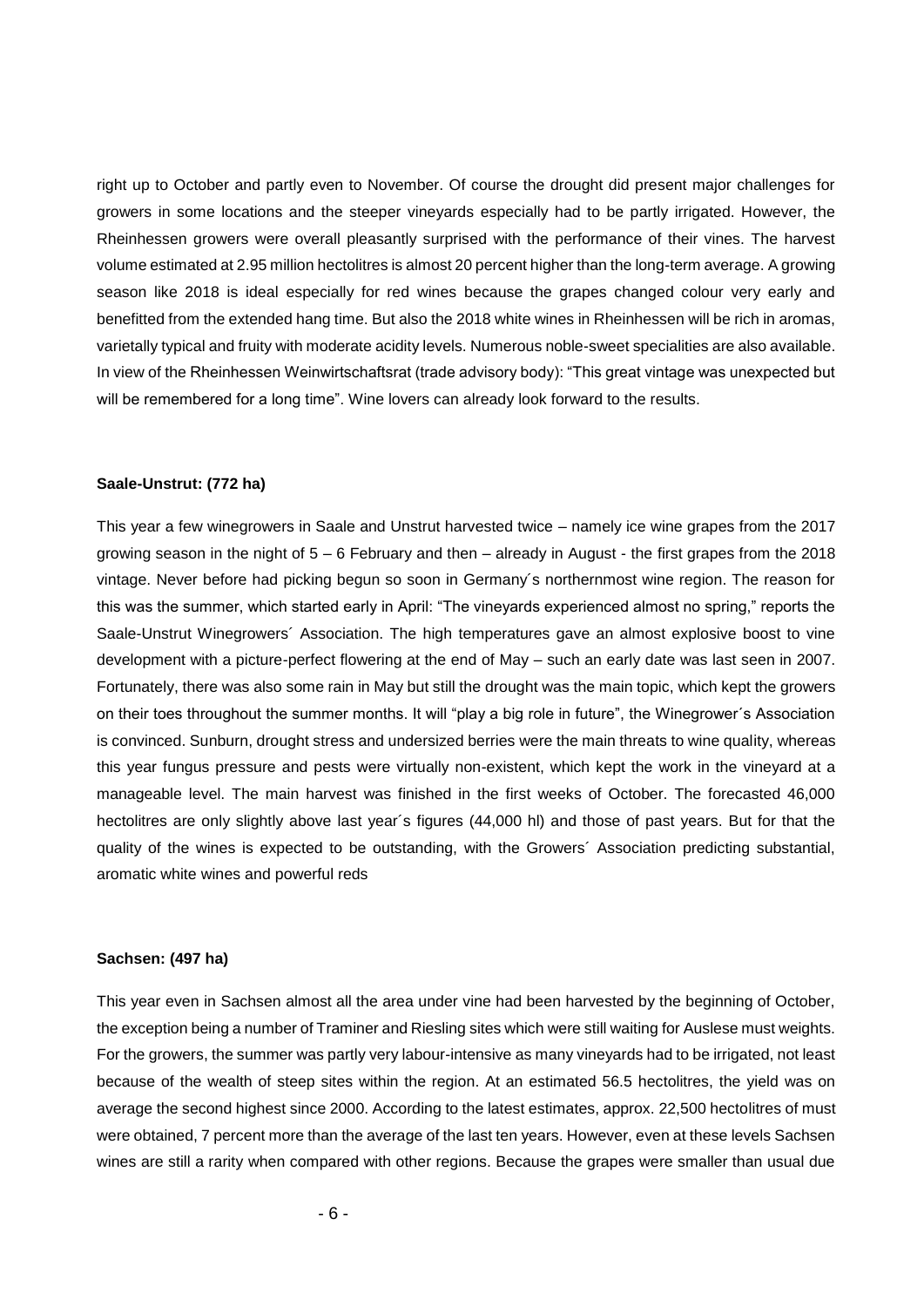right up to October and partly even to November. Of course the drought did present major challenges for growers in some locations and the steeper vineyards especially had to be partly irrigated. However, the Rheinhessen growers were overall pleasantly surprised with the performance of their vines. The harvest volume estimated at 2.95 million hectolitres is almost 20 percent higher than the long-term average. A growing season like 2018 is ideal especially for red wines because the grapes changed colour very early and benefitted from the extended hang time. But also the 2018 white wines in Rheinhessen will be rich in aromas, varietally typical and fruity with moderate acidity levels. Numerous noble-sweet specialities are also available. In view of the Rheinhessen Weinwirtschaftsrat (trade advisory body): “This great vintage was unexpected but will be remembered for a long time”. Wine lovers can already look forward to the results.

**Saale-Unstrut: (772 ha)**

This year a few winegrowers in Saale and Unstrut harvested twice – namely ice wine grapes from the 2017 growing season in the night of 5 – 6 February and then – already in August - the first grapes from the 2018 vintage. Never before had picking begun so soon in Germany´s northernmost wine region. The reason for this was the summer, which started early in April: “The vineyards experienced almost no spring,” reports the Saale-Unstrut Winegrowers´ Association. The high temperatures gave an almost explosive boost to vine development with a picture-perfect flowering at the end of May – such an early date was last seen in 2007. Fortunately, there was also some rain in May but still the drought was the main topic, which kept the growers on their toes throughout the summer months. It will “play a big role in future”, the Winegrower´s Association is convinced. Sunburn, drought stress and undersized berries were the main threats to wine quality, whereas this year fungus pressure and pests were virtually non-existent, which kept the work in the vineyard at a manageable level. The main harvest was finished in the first weeks of October. The forecasted 46,000 hectolitres are only slightly above last year´s figures (44,000 hl) and those of past years. But for that the quality of the wines is expected to be outstanding, with the Growers´ Association predicting substantial, aromatic white wines and powerful reds

**Sachsen: (497 ha)**

This year even in Sachsen almost all the area under vine had been harvested by the beginning of October, the exception being a number of Traminer and Riesling sites which were still waiting for Auslese must weights. For the growers, the summer was partly very labour-intensive as many vineyards had to be irrigated, not least because of the wealth of steep sites within the region. At an estimated 56.5 hectolitres, the yield was on average the second highest since 2000. According to the latest estimates, approx. 22,500 hectolitres of must were obtained, 7 percent more than the average of the last ten years. However, even at these levels Sachsen wines are still a rarity when compared with other regions. Because the grapes were smaller than usual due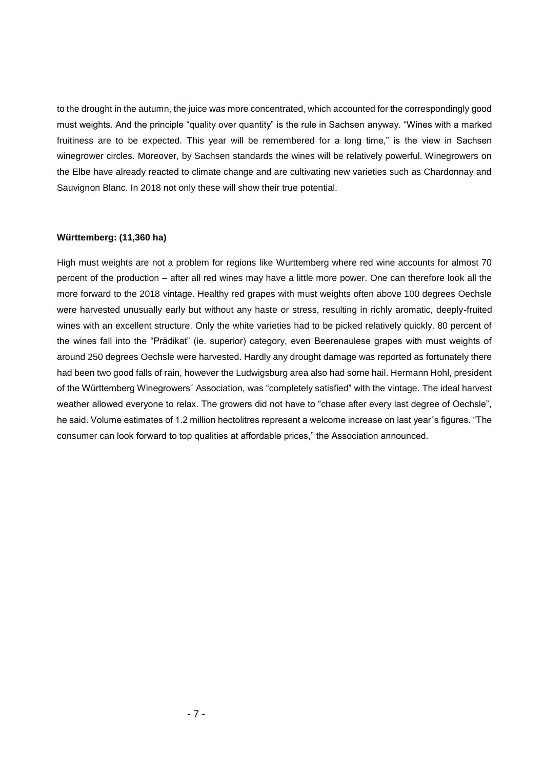to the drought in the autumn, the juice was more concentrated, which accounted for the correspondingly good must weights. And the principle "quality over quantity" is the rule in Sachsen anyway. "Wines with a marked fruitiness are to be expected. This year will be remembered for a long time," is the view in Sachsen winegrower circles. Moreover, by Sachsen standards the wines will be relatively powerful. Winegrowers on the Elbe have already reacted to climate change and are cultivating new varieties such as Chardonnay and Sauvignon Blanc. In 2018 not only these will show their true potential.

**Württemberg: (11,360 ha)**

High must weights are not a problem for regions like Wurttemberg where red wine accounts for almost 70 percent of the production – after all red wines may have a little more power. One can therefore look all the more forward to the 2018 vintage. Healthy red grapes with must weights often above 100 degrees Oechsle were harvested unusually early but without any haste or stress, resulting in richly aromatic, deeply-fruited wines with an excellent structure. Only the white varieties had to be picked relatively quickly. 80 percent of the wines fall into the "Prädikat" (ie. superior) category, even Beerenaulese grapes with must weights of around 250 degrees Oechsle were harvested. Hardly any drought damage was reported as fortunately there had been two good falls of rain, however the Ludwigsburg area also had some hail. Hermann Hohl, president of the Württemberg Winegrowers´ Association, was "completely satisfied" with the vintage. The ideal harvest weather allowed everyone to relax. The growers did not have to "chase after every last degree of Oechsle", he said. Volume estimates of 1.2 million hectolitres represent a welcome increase on last year´s figures. "The consumer can look forward to top qualities at affordable prices," the Association announced.